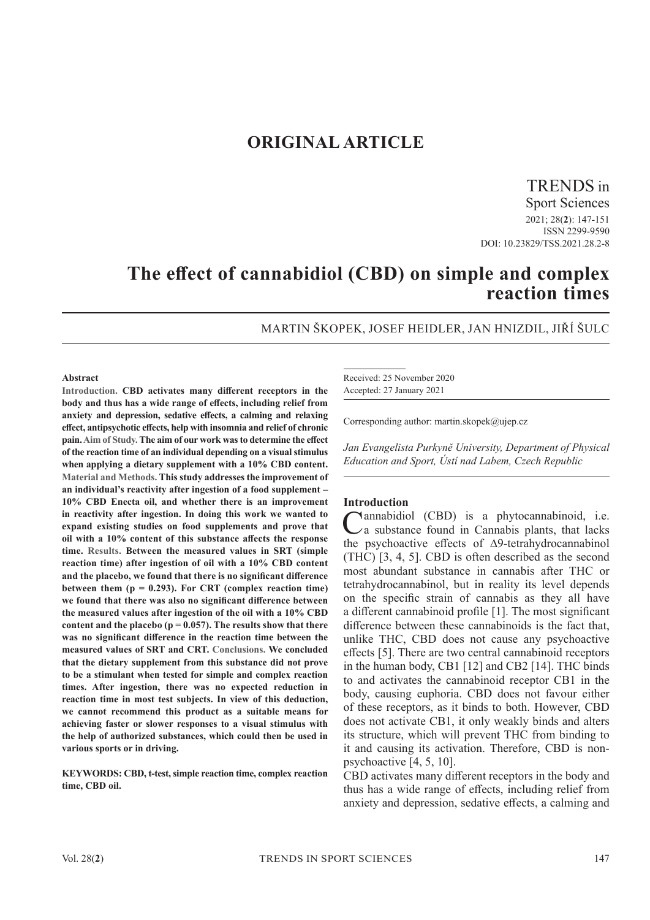# ORIGINAL ARTICLE

TRENDS in Sport Sciences
2021; 28(**2**): 147-151
ISSN 2299-9590
DOI: 10.23829/TSS.2021.28.2-8

# The effect of cannabidiol (CBD) on simple and complex reaction times

MARTIN ŠKOPEK, JOSEF HEIDLER, JAN HNIZDIL, JIŘÍ ŠULC

**Abstract**

**Introduction. CBD activates many different receptors in the body and thus has a wide range of effects, including relief from anxiety and depression, sedative effects, a calming and relaxing effect, antipsychotic effects, help with insomnia and relief of chronic pain. Aim of Study. The aim of our work was to determine the effect of the reaction time of an individual depending on a visual stimulus when applying a dietary supplement with a 10% CBD content. Material and Methods. This study addresses the improvement of an individual's reactivity after ingestion of a food supplement – 10% CBD Enecta oil, and whether there is an improvement in reactivity after ingestion. In doing this work we wanted to expand existing studies on food supplements and prove that oil with a 10% content of this substance affects the response time. Results. Between the measured values in SRT (simple reaction time) after ingestion of oil with a 10% CBD content and the placebo, we found that there is no significant difference between them ($p = 0.293$). For CRT (complex reaction time) we found that there was also no significant difference between the measured values after ingestion of the oil with a 10% CBD content and the placebo ($p = 0.057$). The results show that there was no significant difference in the reaction time between the measured values of SRT and CRT. Conclusions. We concluded that the dietary supplement from this substance did not prove to be a stimulant when tested for simple and complex reaction times. After ingestion, there was no expected reduction in reaction time in most test subjects. In view of this deduction, we cannot recommend this product as a suitable means for achieving faster or slower responses to a visual stimulus with the help of authorized substances, which could then be used in various sports or in driving.**

**KEYWORDS: CBD, t-test, simple reaction time, complex reaction time, CBD oil.**

Received: 25 November 2020
Accepted: 27 January 2021

Corresponding author: martin.skopek@ujep.cz

*Jan Evangelista Purkyně University, Department of Physical Education and Sport, Ústí nad Labem, Czech Republic*

## Introduction

Cannabidiol (CBD) is a phytocannabinoid, i.e. a substance found in Cannabis plants, that lacks the psychoactive effects of Δ9-tetrahydrocannabinol (THC) [3, 4, 5]. CBD is often described as the second most abundant substance in cannabis after THC or tetrahydrocannabinol, but in reality its level depends on the specific strain of cannabis as they all have a different cannabinoid profile [1]. The most significant difference between these cannabinoids is the fact that, unlike THC, CBD does not cause any psychoactive effects [5]. There are two central cannabinoid receptors in the human body, CB1 [12] and CB2 [14]. THC binds to and activates the cannabinoid receptor CB1 in the body, causing euphoria. CBD does not favour either of these receptors, as it binds to both. However, CBD does not activate CB1, it only weakly binds and alters its structure, which will prevent THC from binding to it and causing its activation. Therefore, CBD is non-psychoactive [4, 5, 10].

CBD activates many different receptors in the body and thus has a wide range of effects, including relief from anxiety and depression, sedative effects, a calming and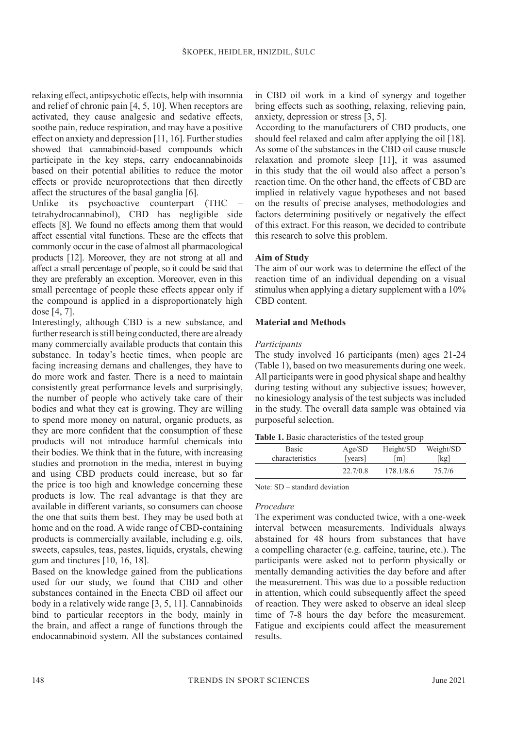relaxing effect, antipsychotic effects, help with insomnia and relief of chronic pain [4, 5, 10]. When receptors are activated, they cause analgesic and sedative effects, soothe pain, reduce respiration, and may have a positive effect on anxiety and depression [11, 16]. Further studies showed that cannabinoid-based compounds which participate in the key steps, carry endocannabinoids based on their potential abilities to reduce the motor effects or provide neuroprotections that then directly affect the structures of the basal ganglia [6].

Unlike its psychoactive counterpart (THC – tetrahydrocannabinol), CBD has negligible side effects [8]. We found no effects among them that would affect essential vital functions. These are the effects that commonly occur in the case of almost all pharmacological products [12]. Moreover, they are not strong at all and affect a small percentage of people, so it could be said that they are preferably an exception. Moreover, even in this small percentage of people these effects appear only if the compound is applied in a disproportionately high dose [4, 7].

Interestingly, although CBD is a new substance, and further research is still being conducted, there are already many commercially available products that contain this substance. In today's hectic times, when people are facing increasing demans and challenges, they have to do more work and faster. There is a need to maintain consistently great performance levels and surprisingly, the number of people who actively take care of their bodies and what they eat is growing. They are willing to spend more money on natural, organic products, as they are more confident that the consumption of these products will not introduce harmful chemicals into their bodies. We think that in the future, with increasing studies and promotion in the media, interest in buying and using CBD products could increase, but so far the price is too high and knowledge concerning these products is low. The real advantage is that they are available in different variants, so consumers can choose the one that suits them best. They may be used both at home and on the road. A wide range of CBD-containing products is commercially available, including e.g. oils, sweets, capsules, teas, pastes, liquids, crystals, chewing gum and tinctures [10, 16, 18].

Based on the knowledge gained from the publications used for our study, we found that CBD and other substances contained in the Enecta CBD oil affect our body in a relatively wide range [3, 5, 11]. Cannabinoids bind to particular receptors in the body, mainly in the brain, and affect a range of functions through the endocannabinoid system. All the substances contained in CBD oil work in a kind of synergy and together bring effects such as soothing, relaxing, relieving pain, anxiety, depression or stress [3, 5].

According to the manufacturers of CBD products, one should feel relaxed and calm after applying the oil [18]. As some of the substances in the CBD oil cause muscle relaxation and promote sleep [11], it was assumed in this study that the oil would also affect a person's reaction time. On the other hand, the effects of CBD are implied in relatively vague hypotheses and not based on the results of precise analyses, methodologies and factors determining positively or negatively the effect of this extract. For this reason, we decided to contribute this research to solve this problem.

**Aim of Study**

The aim of our work was to determine the effect of the reaction time of an individual depending on a visual stimulus when applying a dietary supplement with a 10% CBD content.

**Material and Methods**

*Participants*

The study involved 16 participants (men) ages 21-24 (Table 1), based on two measurements during one week. All participants were in good physical shape and healthy during testing without any subjective issues; however, no kinesiology analysis of the test subjects was included in the study. The overall data sample was obtained via purposeful selection.

**Table 1.** Basic characteristics of the tested group

| Basic characteristics | Age/SD [years] | Height/SD [m] | Weight/SD [kg] |
|---|---|---|---|
| | 22.7/0.8 | 178.1/8.6 | 75.7/6 |

Note: SD – standard deviation

*Procedure*

The experiment was conducted twice, with a one-week interval between measurements. Individuals always abstained for 48 hours from substances that have a compelling character (e.g. caffeine, taurine, etc.). The participants were asked not to perform physically or mentally demanding activities the day before and after the measurement. This was due to a possible reduction in attention, which could subsequently affect the speed of reaction. They were asked to observe an ideal sleep time of 7-8 hours the day before the measurement. Fatigue and excipients could affect the measurement results.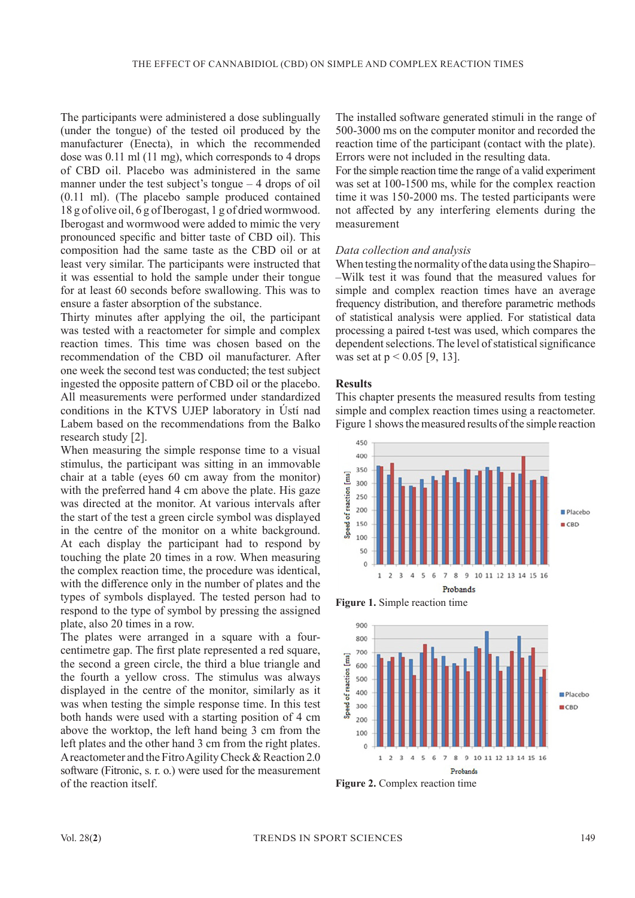The participants were administered a dose sublingually (under the tongue) of the tested oil produced by the manufacturer (Enecta), in which the recommended dose was 0.11 ml (11 mg), which corresponds to 4 drops of CBD oil. Placebo was administered in the same manner under the test subject's tongue – 4 drops of oil (0.11 ml). (The placebo sample produced contained 18 g of olive oil, 6 g of Iberogast, 1 g of dried wormwood. Iberogast and wormwood were added to mimic the very pronounced specific and bitter taste of CBD oil). This composition had the same taste as the CBD oil or at least very similar. The participants were instructed that it was essential to hold the sample under their tongue for at least 60 seconds before swallowing. This was to ensure a faster absorption of the substance.

Thirty minutes after applying the oil, the participant was tested with a reactometer for simple and complex reaction times. This time was chosen based on the recommendation of the CBD oil manufacturer. After one week the second test was conducted; the test subject ingested the opposite pattern of CBD oil or the placebo. All measurements were performed under standardized conditions in the KTVS UJEP laboratory in Ústí nad Labem based on the recommendations from the Balko research study [2].

When measuring the simple response time to a visual stimulus, the participant was sitting in an immovable chair at a table (eyes 60 cm away from the monitor) with the preferred hand 4 cm above the plate. His gaze was directed at the monitor. At various intervals after the start of the test a green circle symbol was displayed in the centre of the monitor on a white background. At each display the participant had to respond by touching the plate 20 times in a row. When measuring the complex reaction time, the procedure was identical, with the difference only in the number of plates and the types of symbols displayed. The tested person had to respond to the type of symbol by pressing the assigned plate, also 20 times in a row.

The plates were arranged in a square with a four-centimetre gap. The first plate represented a red square, the second a green circle, the third a blue triangle and the fourth a yellow cross. The stimulus was always displayed in the centre of the monitor, similarly as it was when testing the simple response time. In this test both hands were used with a starting position of 4 cm above the worktop, the left hand being 3 cm from the left plates and the other hand 3 cm from the right plates. A reactometer and the Fitro Agility Check & Reaction 2.0 software (Fitronic, s. r. o.) were used for the measurement of the reaction itself.

The installed software generated stimuli in the range of 500-3000 ms on the computer monitor and recorded the reaction time of the participant (contact with the plate). Errors were not included in the resulting data.

For the simple reaction time the range of a valid experiment was set at 100-1500 ms, while for the complex reaction time it was 150-2000 ms. The tested participants were not affected by any interfering elements during the measurement

*Data collection and analysis*

When testing the normality of the data using the Shapiro–Wilk test it was found that the measured values for simple and complex reaction times have an average frequency distribution, and therefore parametric methods of statistical analysis were applied. For statistical data processing a paired t-test was used, which compares the dependent selections. The level of statistical significance was set at $p < 0.05$ [9, 13].

## Results

This chapter presents the measured results from testing simple and complex reaction times using a reactometer. Figure 1 shows the measured results of the simple reaction

**Figure 1.** Simple reaction time

**Figure 2.** Complex reaction time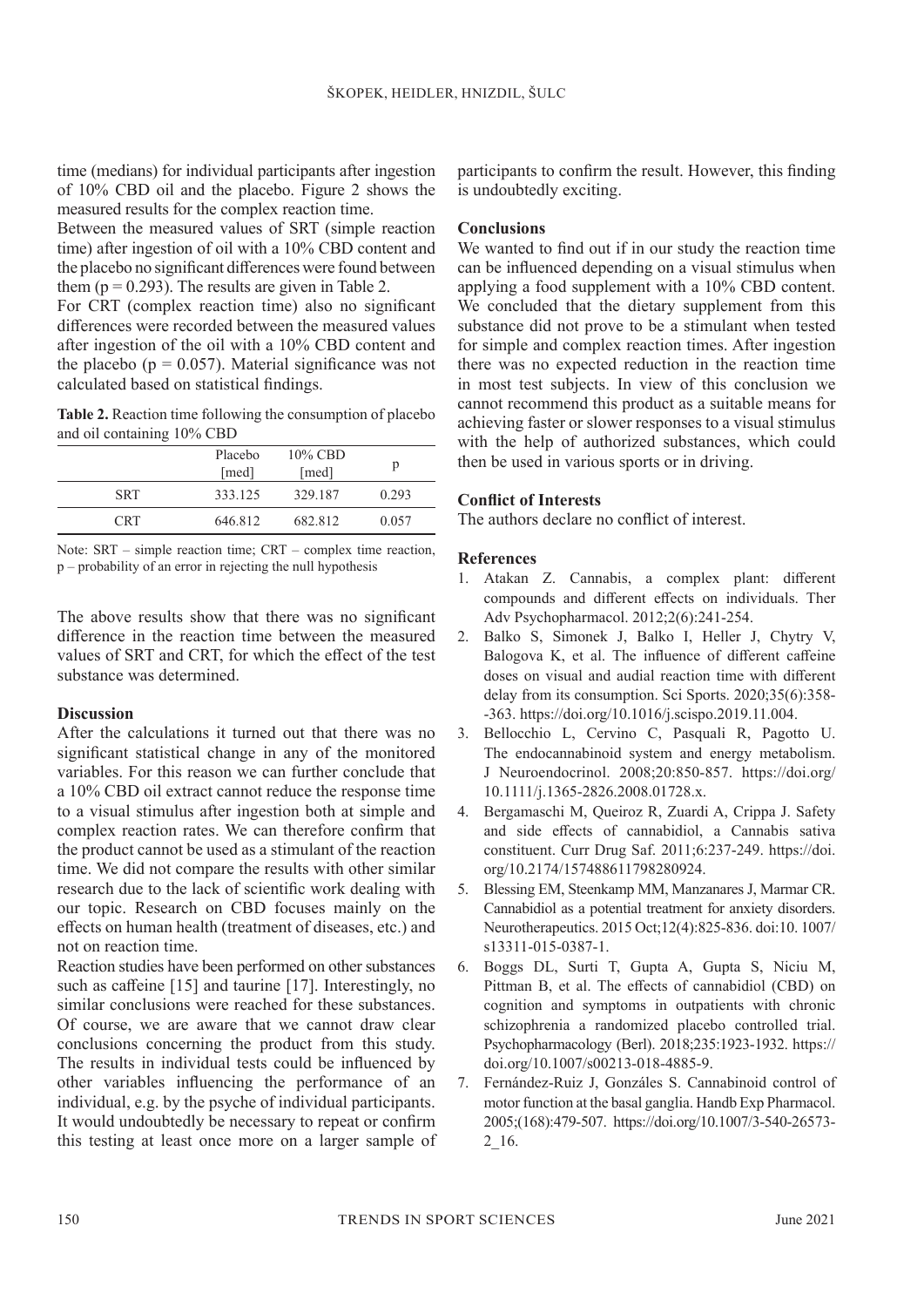time (medians) for individual participants after ingestion of 10% CBD oil and the placebo. Figure 2 shows the measured results for the complex reaction time.

Between the measured values of SRT (simple reaction time) after ingestion of oil with a 10% CBD content and the placebo no significant differences were found between them ($p = 0.293$). The results are given in Table 2.

For CRT (complex reaction time) also no significant differences were recorded between the measured values after ingestion of the oil with a 10% CBD content and the placebo ($p = 0.057$). Material significance was not calculated based on statistical findings.

**Table 2.** Reaction time following the consumption of placebo and oil containing 10% CBD

| | Placebo [med] | 10% CBD [med] | p |
|---|---|---|---|
| SRT | 333.125 | 329.187 | 0.293 |
| CRT | 646.812 | 682.812 | 0.057 |

Note: SRT – simple reaction time; CRT – complex time reaction, p – probability of an error in rejecting the null hypothesis

The above results show that there was no significant difference in the reaction time between the measured values of SRT and CRT, for which the effect of the test substance was determined.

## Discussion

After the calculations it turned out that there was no significant statistical change in any of the monitored variables. For this reason we can further conclude that a 10% CBD oil extract cannot reduce the response time to a visual stimulus after ingestion both at simple and complex reaction rates. We can therefore confirm that the product cannot be used as a stimulant of the reaction time. We did not compare the results with other similar research due to the lack of scientific work dealing with our topic. Research on CBD focuses mainly on the effects on human health (treatment of diseases, etc.) and not on reaction time.

Reaction studies have been performed on other substances such as caffeine [15] and taurine [17]. Interestingly, no similar conclusions were reached for these substances. Of course, we are aware that we cannot draw clear conclusions concerning the product from this study. The results in individual tests could be influenced by other variables influencing the performance of an individual, e.g. by the psyche of individual participants. It would undoubtedly be necessary to repeat or confirm this testing at least once more on a larger sample of participants to confirm the result. However, this finding is undoubtedly exciting.

## Conclusions

We wanted to find out if in our study the reaction time can be influenced depending on a visual stimulus when applying a food supplement with a 10% CBD content. We concluded that the dietary supplement from this substance did not prove to be a stimulant when tested for simple and complex reaction times. After ingestion there was no expected reduction in the reaction time in most test subjects. In view of this conclusion we cannot recommend this product as a suitable means for achieving faster or slower responses to a visual stimulus with the help of authorized substances, which could then be used in various sports or in driving.

## Conflict of Interests

The authors declare no conflict of interest.

## References

1. Atakan Z. Cannabis, a complex plant: different compounds and different effects on individuals. Ther Adv Psychopharmacol. 2012;2(6):241-254.
2. Balko S, Simonek J, Balko I, Heller J, Chytry V, Balogova K, et al. The influence of different caffeine doses on visual and audial reaction time with different delay from its consumption. Sci Sports. 2020;35(6):358--363. https://doi.org/10.1016/j.scispo.2019.11.004.
3. Bellocchio L, Cervino C, Pasquali R, Pagotto U. The endocannabinoid system and energy metabolism. J Neuroendocrinol. 2008;20:850-857. https://doi.org/10.1111/j.1365-2826.2008.01728.x.
4. Bergamaschi M, Queiroz R, Zuardi A, Crippa J. Safety and side effects of cannabidiol, a Cannabis sativa constituent. Curr Drug Saf. 2011;6:237-249. https://doi.org/10.2174/157488611798280924.
5. Blessing EM, Steenkamp MM, Manzanares J, Marmar CR. Cannabidiol as a potential treatment for anxiety disorders. Neurotherapeutics. 2015 Oct;12(4):825-836. doi:10. 1007/s13311-015-0387-1.
6. Boggs DL, Surti T, Gupta A, Gupta S, Niciu M, Pittman B, et al. The effects of cannabidiol (CBD) on cognition and symptoms in outpatients with chronic schizophrenia a randomized placebo controlled trial. Psychopharmacology (Berl). 2018;235:1923-1932. https://doi.org/10.1007/s00213-018-4885-9.
7. Fernández-Ruiz J, Gonzáles S. Cannabinoid control of motor function at the basal ganglia. Handb Exp Pharmacol. 2005;(168):479-507. https://doi.org/10.1007/3-540-26573-2_16.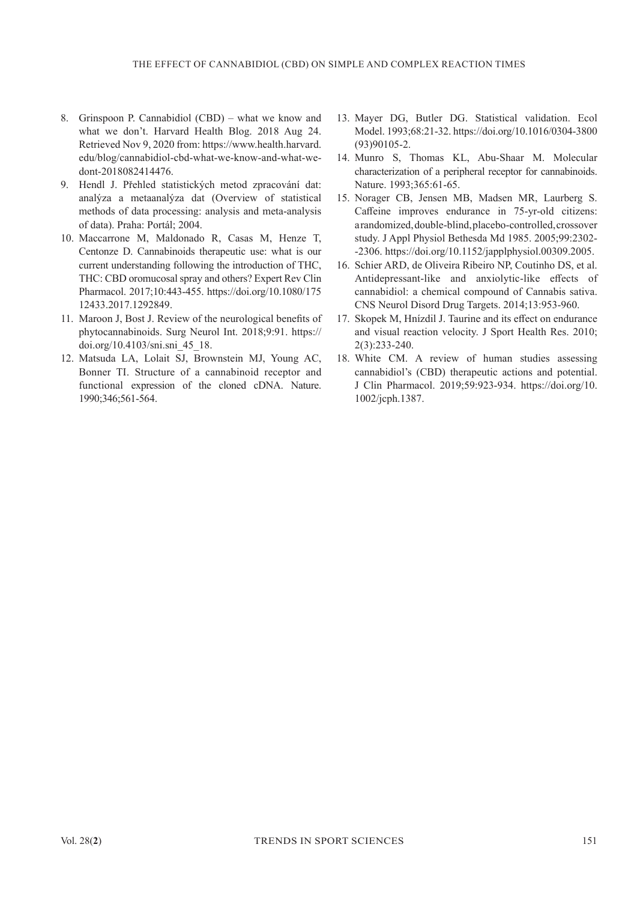8. Grinspoon P. Cannabidiol (CBD) – what we know and what we don't. Harvard Health Blog. 2018 Aug 24. Retrieved Nov 9, 2020 from: https://www.health.harvard.edu/blog/cannabidiol-cbd-what-we-know-and-what-we-dont-2018082414476.
9. Hendl J. Přehled statistických metod zpracování dat: analýza a metaanalýza dat (Overview of statistical methods of data processing: analysis and meta-analysis of data). Praha: Portál; 2004.
10. Maccarrone M, Maldonado R, Casas M, Henze T, Centonze D. Cannabinoids therapeutic use: what is our current understanding following the introduction of THC, THC: CBD oromucosal spray and others? Expert Rev Clin Pharmacol. 2017;10:443-455. https://doi.org/10.1080/17512433.2017.1292849.
11. Maroon J, Bost J. Review of the neurological benefits of phytocannabinoids. Surg Neurol Int. 2018;9:91. https://doi.org/10.4103/sni.sni_45_18.
12. Matsuda LA, Lolait SJ, Brownstein MJ, Young AC, Bonner TI. Structure of a cannabinoid receptor and functional expression of the cloned cDNA. Nature. 1990;346;561-564.
13. Mayer DG, Butler DG. Statistical validation. Ecol Model. 1993;68:21-32. https://doi.org/10.1016/0304-3800(93)90105-2.
14. Munro S, Thomas KL, Abu-Shaar M. Molecular characterization of a peripheral receptor for cannabinoids. Nature. 1993;365:61-65.
15. Norager CB, Jensen MB, Madsen MR, Laurberg S. Caffeine improves endurance in 75-yr-old citizens: a randomized, double-blind, placebo-controlled, crossover study. J Appl Physiol Bethesda Md 1985. 2005;99:2302--2306. https://doi.org/10.1152/japplphysiol.00309.2005.
16. Schier ARD, de Oliveira Ribeiro NP, Coutinho DS, et al. Antidepressant-like and anxiolytic-like effects of cannabidiol: a chemical compound of Cannabis sativa. CNS Neurol Disord Drug Targets. 2014;13:953-960.
17. Skopek M, Hnízdil J. Taurine and its effect on endurance and visual reaction velocity. J Sport Health Res. 2010; 2(3):233-240.
18. White CM. A review of human studies assessing cannabidiol's (CBD) therapeutic actions and potential. J Clin Pharmacol. 2019;59:923-934. https://doi.org/10.1002/jcph.1387.